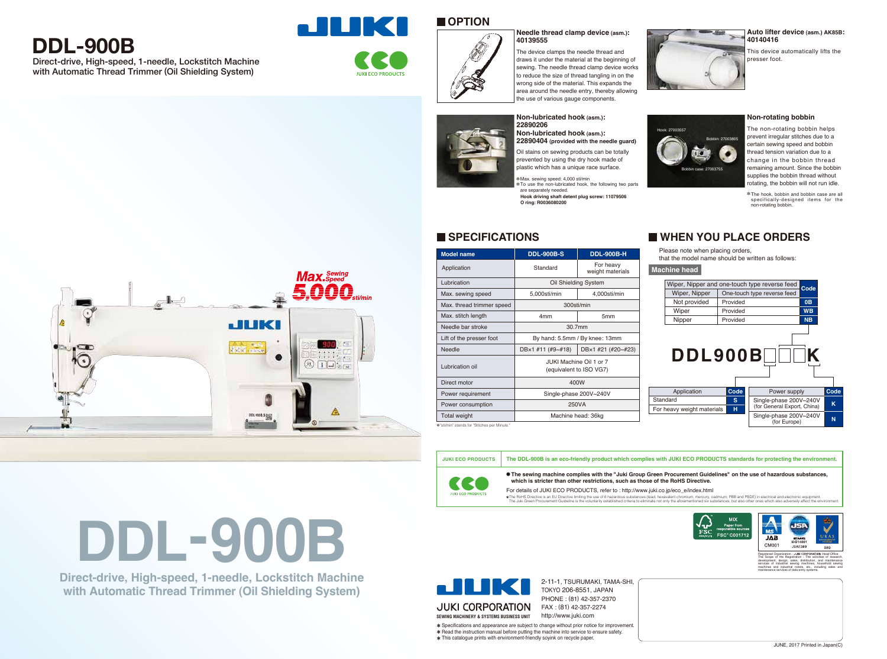# DDL-900B

Direct-drive, High-speed, 1-needle, Lockstitch Machine with Automatic Thread Trimmer (Oil Shielding System)

JUKI ECO PRODUCTS

Max. Sewing Speed 5,000 sti/min

## OPTION

**Needle thread clamp device (asm.): 40139555**

The device clamps the needle thread and draws it under the material at the beginning of sewing. The needle thread clamp device works to reduce the size of thread tangling in on the wrong side of the material. This expands the area around the needle entry, thereby allowing the use of various gauge components.

**Auto lifter device (asm.) AK85B: 40140416**

This device automatically lifts the presser foot.

**Non-lubricated hook (asm.): 22890206**
**Non-lubricated hook (asm.): 22890404 (provided with the needle guard)**

Oil stains on sewing products can be totally prevented by using the dry hook made of plastic which has a unique race surface.

※Max. sewing speed: 4,000 sti/min
※To use the non-lubricated hook, the following two parts are separately needed.
**Hook driving shaft detent plug screw: 11079506**
**O ring: R0036080200**

**Non-rotating bobbin**

Hook: 27003557
Bobbin: 27003805
Bobbin case: 27003755

The non-rotating bobbin helps prevent irregular stitches due to a certain sewing speed and bobbin thread tension variation due to a change in the bobbin thread remaining amount. Since the bobbin supplies the bobbin thread without rotating, the bobbin will not run idle.

※The hook, bobbin and bobbin case are all specifically-designed items for the non-rotating bobbin.

## SPECIFICATIONS

| Model name | DDL-900B-S | DDL-900B-H |
|---|---|---|
| Application | Standard | For heavy weight materials |
| Lubrication | Oil Shielding System | |
| Max. sewing speed | 5,000sti/min | 4,000sti/min |
| Max. thread trimmer speed | 300sti/min | |
| Max. stitch length | 4mm | 5mm |
| Needle bar stroke | 30.7mm | |
| Lift of the presser foot | By hand: 5.5mm / By knee: 13mm | |
| Needle | DB×1 #11 (#9~#18) | DB×1 #21 (#20~#23) |
| Lubrication oil | JUKI Machine Oil 1 or 7 (equivalent to ISO VG7) | |
| Direct motor | 400W | |
| Power requirement | Single-phase 200V~240V | |
| Power consumption | 250VA | |
| Total weight | Machine head: 36kg | |

※"sti/min" stands for "Stitches per Minute."

## WHEN YOU PLACE ORDERS

Please note when placing orders, that the model name should be written as follows:

**Machine head**

**DDL900B□□□K**

| Wiper, Nipper and one-touch type reverse feed | | Code |
|---|---|---|
| Wiper, Nipper | One-touch type reverse feed | |
| Not provided | Provided | 0B |
| Wiper | Provided | WB |
| Nipper | Provided | NB |

| Application | Code |
|---|---|
| Standard | S |
| For heavy weight materials | H |

| Power supply | Code |
|---|---|
| Single-phase 200V~240V (for General Export, China) | K |
| Single-phase 200V~240V (for Europe) | N |

**JUKI ECO PRODUCTS** | **The DDL-900B is an eco-friendly product which complies with JUKI ECO PRODUCTS standards for protecting the environment.**

● **The sewing machine complies with the "Juki Group Green Procurement Guidelines" on the use of hazardous substances, which is stricter than other restrictions, such as those of the RoHS Directive.**

For details of JUKI ECO PRODUCTS, refer to : http://www.juki.co.jp/eco_e/index.html

※The RoHS Directive is an EU Directive limiting the use of 6 hazardous substances (lead, hexavalent chromium, mercury, cadmium, PBB and PBDE) in electrical and electronic equipment. The Juki Green Procurement Guideline is the voluntarily established criteria to eliminate not only the aforementioned six substances, but also other ones which also adversely affect the environment.

MIX Paper from responsible sources FSC® C001712

Registered Organization : JUKI CORPORATION Head Office. The Scope of the Registration : The activities of research, development, design, sales, distribution, and maintenance services of industrial sewing machines, household sewing machines and industrial robots, etc. including sales and maintenance services of data entry systems.

# DDL-900B

**Direct-drive, High-speed, 1-needle, Lockstitch Machine with Automatic Thread Trimmer (Oil Shielding System)**

JUKI CORPORATION
SEWING MACHINERY & SYSTEMS BUSINESS UNIT

2-11-1, TSURUMAKI, TAMA-SHI, TOKYO 206-8551, JAPAN
PHONE : (81) 42-357-2370
FAX : (81) 42-357-2274
http://www.juki.com

※ Specifications and appearance are subject to change without prior notice for improvement.
※ Read the instruction manual before putting the machine into service to ensure safety.
※ This catalogue prints with environment-friendly soyink on recycle paper.

JUNE, 2017 Printed in Japan(C)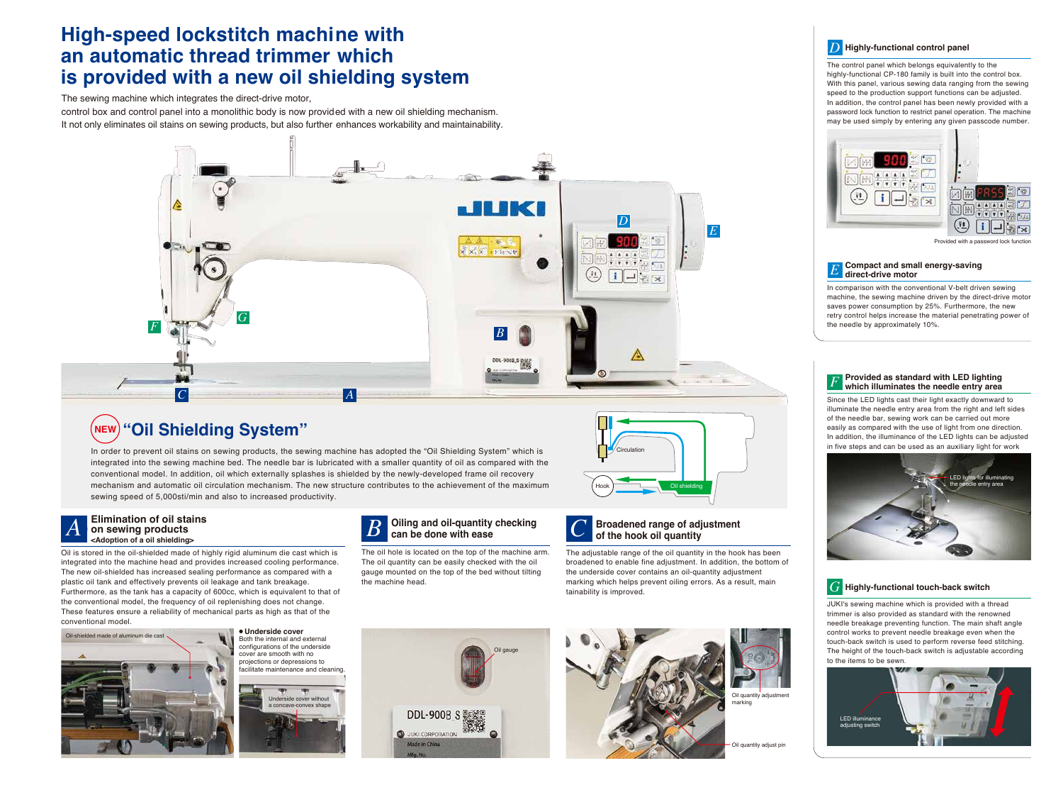# High-speed lockstitch machine with an automatic thread trimmer which is provided with a new oil shielding system

The sewing machine which integrates the direct-drive motor, control box and control panel into a monolithic body is now provided with a new oil shielding mechanism. It not only eliminates oil stains on sewing products, but also further enhances workability and maintainability.

## NEW "Oil Shielding System"

In order to prevent oil stains on sewing products, the sewing machine has adopted the "Oil Shielding System" which is integrated into the sewing machine bed. The needle bar is lubricated with a smaller quantity of oil as compared with the conventional model. In addition, oil which externally splashes is shielded by the newly-developed frame oil recovery mechanism and automatic oil circulation mechanism. The new structure contributes to the achievement of the maximum sewing speed of 5,000sti/min and also to increased productivity.

Circulation

Hook

Oil shielding

### A Elimination of oil stains on sewing products <Adoption of a oil shielding>

Oil is stored in the oil-shielded made of highly rigid aluminum die cast which is integrated into the machine head and provides increased cooling performance. The new oil-shielded has increased sealing performance as compared with a plastic oil tank and effectively prevents oil leakage and tank breakage. Furthermore, as the tank has a capacity of 600cc, which is equivalent to that of the conventional model, the frequency of oil replenishing does not change. These features ensure a reliability of mechanical parts as high as that of the conventional model.

Oil-shielded made of aluminum die cast

- **Underside cover**
  Both the internal and external configurations of the underside cover are smooth with no projections or depressions to facilitate maintenance and cleaning.

Underside cover without a concave-convex shape

### B Oiling and oil-quantity checking can be done with ease

The oil hole is located on the top of the machine arm. The oil quantity can be easily checked with the oil gauge mounted on the top of the bed without tilting the machine head.

Oil gauge

### C Broadened range of adjustment of the hook oil quantity

The adjustable range of the oil quantity in the hook has been broadened to enable fine adjustment. In addition, the bottom of the underside cover contains an oil-quantity adjustment marking which helps prevent oiling errors. As a result, maintainability is improved.

Oil quantity adjustment marking

Oil quantity adjust pin

### D Highly-functional control panel

The control panel which belongs equivalently to the highly-functional CP-180 family is built into the control box. With this panel, various sewing data ranging from the sewing speed to the production support functions can be adjusted. In addition, the control panel has been newly provided with a password lock function to restrict panel operation. The machine may be used simply by entering any given passcode number.

Provided with a password lock function

### E Compact and small energy-saving direct-drive motor

In comparison with the conventional V-belt driven sewing machine, the sewing machine driven by the direct-drive motor saves power consumption by 25%. Furthermore, the new retry control helps increase the material penetrating power of the needle by approximately 10%.

### F Provided as standard with LED lighting which illuminates the needle entry area

Since the LED lights cast their light exactly downward to illuminate the needle entry area from the right and left sides of the needle bar, sewing work can be carried out more easily as compared with the use of light from one direction. In addition, the illuminance of the LED lights can be adjusted in five steps and can be used as an auxiliary light for work

LED lights for illuminating the needle entry area

### G Highly-functional touch-back switch

JUKI's sewing machine which is provided with a thread trimmer is also provided as standard with the renowned needle breakage preventing function. The main shaft angle control works to prevent needle breakage even when the touch-back switch is used to perform reverse feed stitching. The height of the touch-back switch is adjustable according to the items to be sewn.

LED illuminance adjusting switch